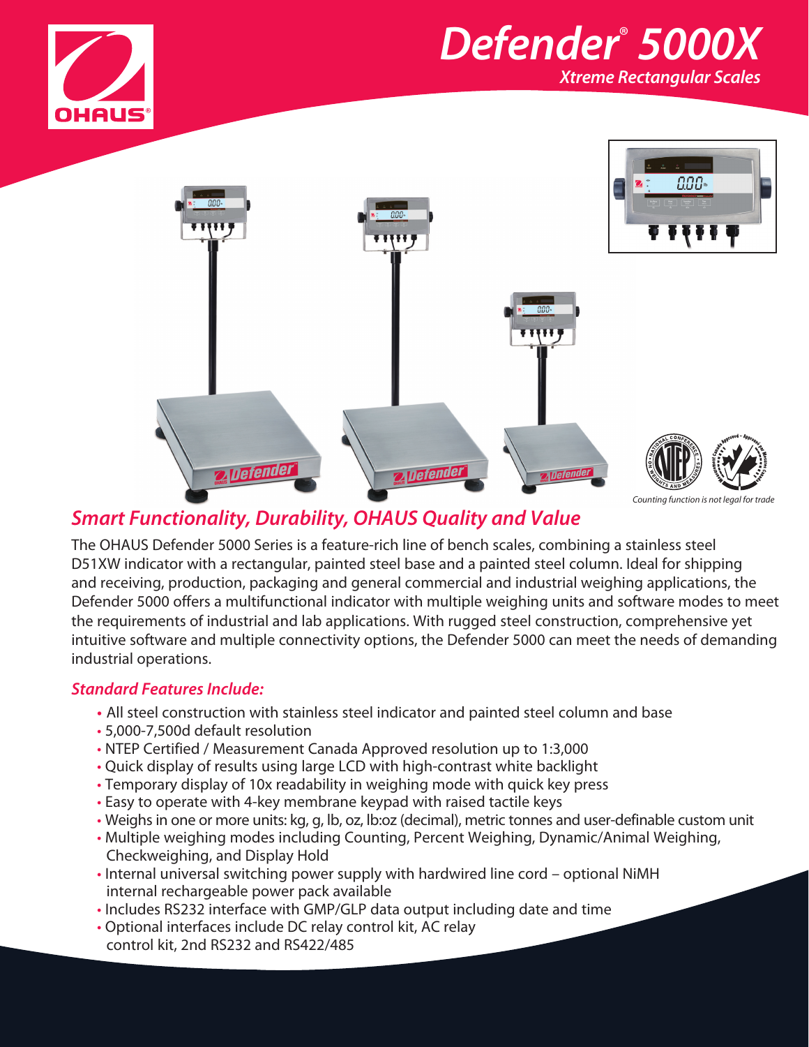# Defender® 5000X

## Xtreme Rectangular Scales

Counting function is not legal for trade

## Smart Functionality, Durability, OHAUS Quality and Value

The OHAUS Defender 5000 Series is a feature-rich line of bench scales, combining a stainless steel D51XW indicator with a rectangular, painted steel base and a painted steel column. Ideal for shipping and receiving, production, packaging and general commercial and industrial weighing applications, the Defender 5000 offers a multifunctional indicator with multiple weighing units and software modes to meet the requirements of industrial and lab applications. With rugged steel construction, comprehensive yet intuitive software and multiple connectivity options, the Defender 5000 can meet the needs of demanding industrial operations.

### Standard Features Include:

- All steel construction with stainless steel indicator and painted steel column and base
- 5,000-7,500d default resolution
- NTEP Certified / Measurement Canada Approved resolution up to 1:3,000
- Quick display of results using large LCD with high-contrast white backlight
- Temporary display of 10x readability in weighing mode with quick key press
- Easy to operate with 4-key membrane keypad with raised tactile keys
- Weighs in one or more units: kg, g, lb, oz, lb:oz (decimal), metric tonnes and user-definable custom unit
- Multiple weighing modes including Counting, Percent Weighing, Dynamic/Animal Weighing, Checkweighing, and Display Hold
- Internal universal switching power supply with hardwired line cord – optional NiMH internal rechargeable power pack available
- Includes RS232 interface with GMP/GLP data output including date and time
- Optional interfaces include DC relay control kit, AC relay control kit, 2nd RS232 and RS422/485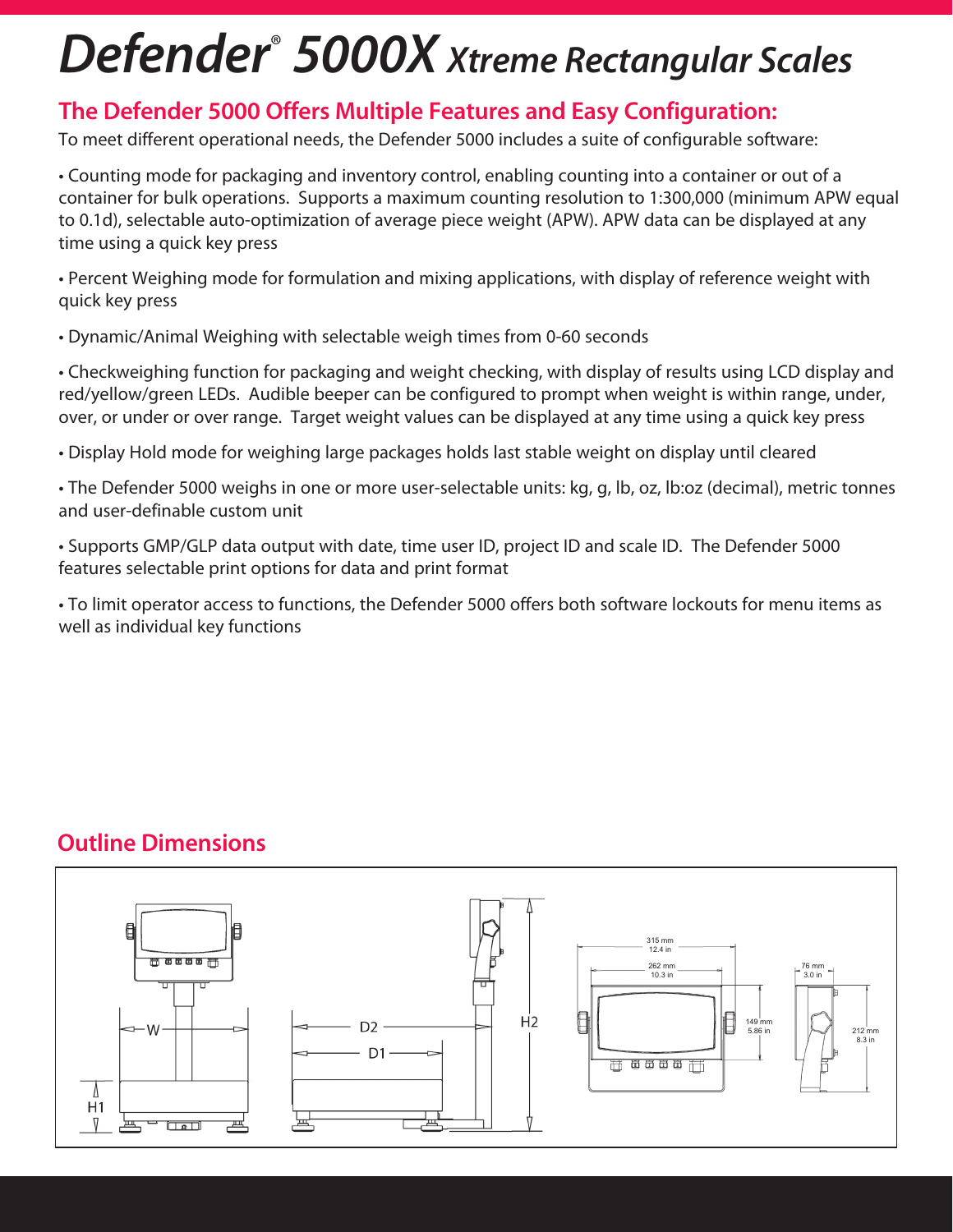// Defender® 5000X Xtreme Rectangular Scales

## The Defender 5000 Offers Multiple Features and Easy Configuration:

To meet different operational needs, the Defender 5000 includes a suite of configurable software:

- Counting mode for packaging and inventory control, enabling counting into a container or out of a container for bulk operations. Supports a maximum counting resolution to 1:300,000 (minimum APW equal to 0.1d), selectable auto-optimization of average piece weight (APW). APW data can be displayed at any time using a quick key press
- Percent Weighing mode for formulation and mixing applications, with display of reference weight with quick key press
- Dynamic/Animal Weighing with selectable weigh times from 0-60 seconds
- Checkweighing function for packaging and weight checking, with display of results using LCD display and red/yellow/green LEDs. Audible beeper can be configured to prompt when weight is within range, under, over, or under or over range. Target weight values can be displayed at any time using a quick key press
- Display Hold mode for weighing large packages holds last stable weight on display until cleared
- The Defender 5000 weighs in one or more user-selectable units: kg, g, lb, oz, lb:oz (decimal), metric tonnes and user-definable custom unit
- Supports GMP/GLP data output with date, time user ID, project ID and scale ID. The Defender 5000 features selectable print options for data and print format
- To limit operator access to functions, the Defender 5000 offers both software lockouts for menu items as well as individual key functions

## Outline Dimensions

W, H1, D2, D1, H2

315 mm / 12.4 in
262 mm / 10.3 in
149 mm / 5.86 in
76 mm / 3.0 in
212 mm / 8.3 in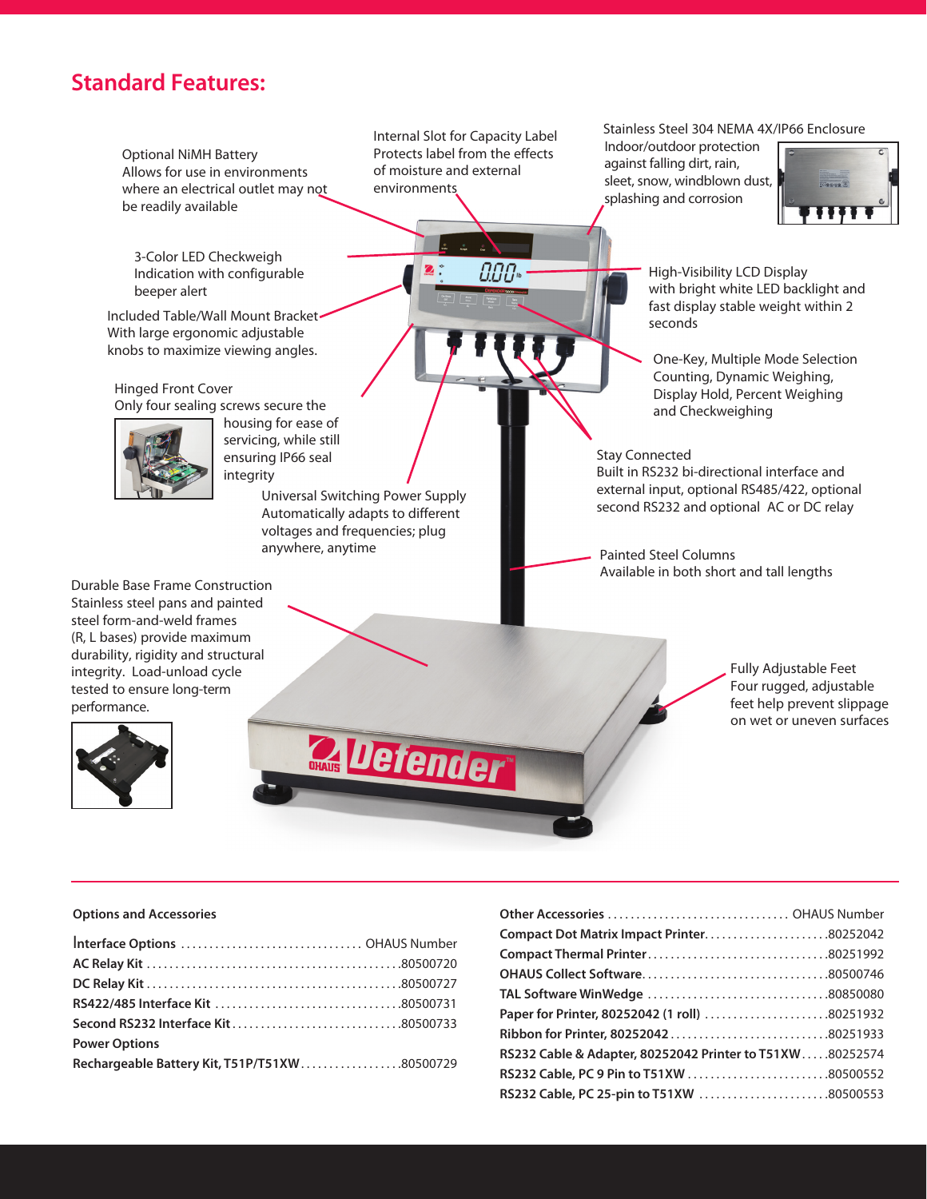## Standard Features:

**Optional NiMH Battery**
Allows for use in environments where an electrical outlet may not be readily available

**Internal Slot for Capacity Label**
Protects label from the effects of moisture and external environments

**Stainless Steel 304 NEMA 4X/IP66 Enclosure**
Indoor/outdoor protection against falling dirt, rain, sleet, snow, windblown dust, splashing and corrosion

**3-Color LED Checkweigh**
Indication with configurable beeper alert

**High-Visibility LCD Display**
with bright white LED backlight and fast display stable weight within 2 seconds

**Included Table/Wall Mount Bracket**
With large ergonomic adjustable knobs to maximize viewing angles.

**One-Key, Multiple Mode Selection**
Counting, Dynamic Weighing, Display Hold, Percent Weighing and Checkweighing

**Hinged Front Cover**
Only four sealing screws secure the housing for ease of servicing, while still ensuring IP66 seal integrity

**Stay Connected**
Built in RS232 bi-directional interface and external input, optional RS485/422, optional second RS232 and optional AC or DC relay

**Universal Switching Power Supply**
Automatically adapts to different voltages and frequencies; plug anywhere, anytime

**Painted Steel Columns**
Available in both short and tall lengths

**Durable Base Frame Construction**
Stainless steel pans and painted steel form-and-weld frames (R, L bases) provide maximum durability, rigidity and structural integrity. Load-unload cycle tested to ensure long-term performance.

**Fully Adjustable Feet**
Four rugged, adjustable feet help prevent slippage on wet or uneven surfaces

### Options and Accessories

| Interface Options | OHAUS Number |
|---|---|
| AC Relay Kit | 80500720 |
| DC Relay Kit | 80500727 |
| RS422/485 Interface Kit | 80500731 |
| Second RS232 Interface Kit | 80500733 |
| **Power Options** | |
| Rechargeable Battery Kit, T51P/T51XW | 80500729 |

| Other Accessories | OHAUS Number |
|---|---|
| Compact Dot Matrix Impact Printer | 80252042 |
| Compact Thermal Printer | 80251992 |
| OHAUS Collect Software | 80500746 |
| TAL Software WinWedge | 80850080 |
| Paper for Printer, 80252042 (1 roll) | 80251932 |
| Ribbon for Printer, 80252042 | 80251933 |
| RS232 Cable & Adapter, 80252042 Printer to T51XW | 80252574 |
| RS232 Cable, PC 9 Pin to T51XW | 80500552 |
| RS232 Cable, PC 25-pin to T51XW | 80500553 |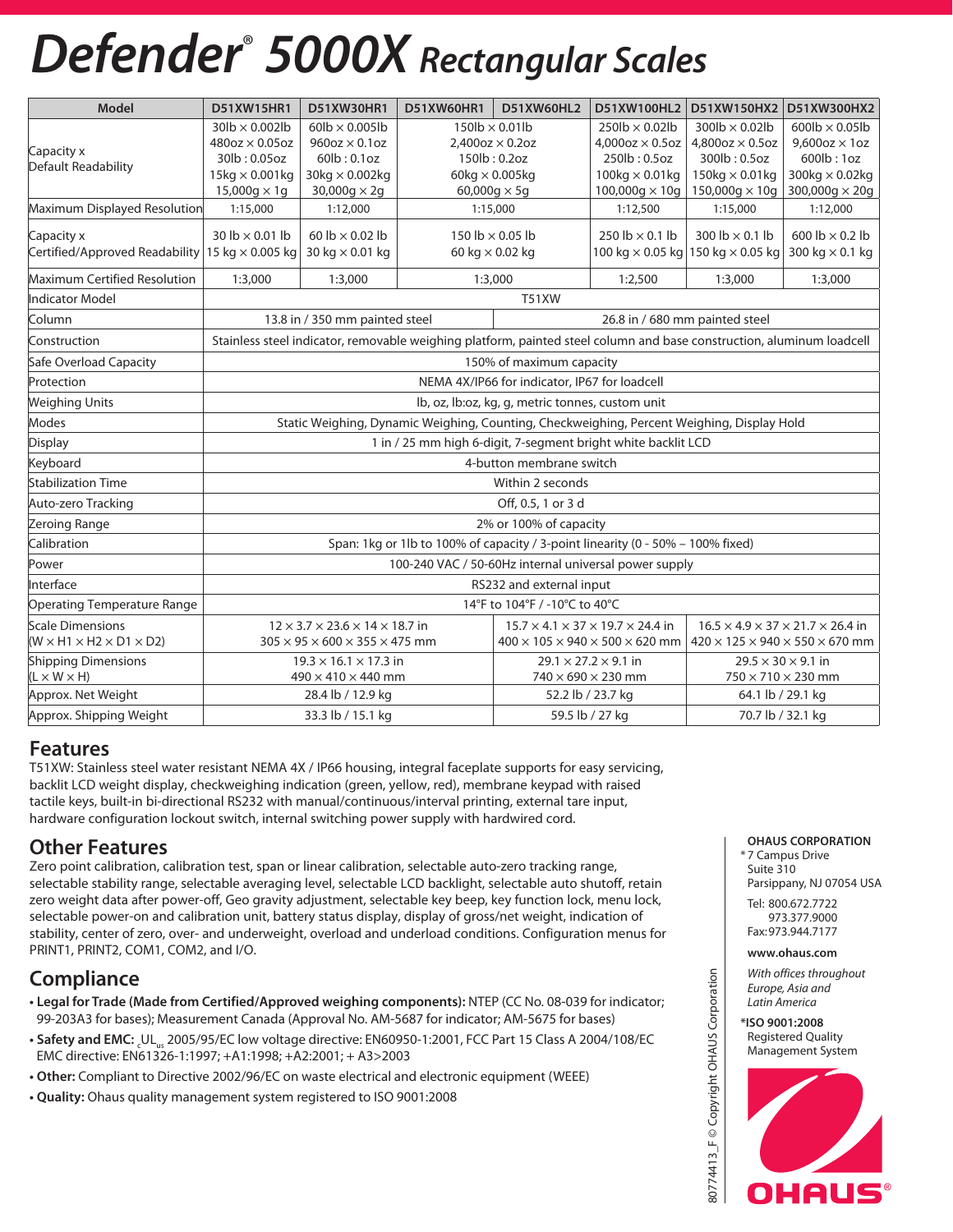# Defender® 5000X Rectangular Scales

| Model | D51XW15HR1 | D51XW30HR1 | D51XW60HR1 | D51XW60HL2 | D51XW100HL2 | D51XW150HX2 | D51XW300HX2 |
|---|---|---|---|---|---|---|---|
| Capacity x Default Readability | 30lb × 0.002lb<br>480oz × 0.05oz<br>30lb : 0.05oz<br>15kg × 0.001kg<br>15,000g × 1g | 60lb × 0.005lb<br>960oz × 0.1oz<br>60lb : 0.1oz<br>30kg × 0.002kg<br>30,000g × 2g | 150lb × 0.01lb<br>2,400oz × 0.2oz<br>150lb : 0.2oz<br>60kg × 0.005kg<br>60,000g × 5g | | 250lb × 0.02lb<br>4,000oz × 0.5oz<br>250lb : 0.5oz<br>100kg × 0.01kg<br>100,000g × 10g | 300lb × 0.02lb<br>4,800oz × 0.5oz<br>300lb : 0.5oz<br>150kg × 0.01kg<br>150,000g × 10g | 600lb × 0.05lb<br>9,600oz × 1oz<br>600lb : 1oz<br>300kg × 0.02kg<br>300,000g × 20g |
| Maximum Displayed Resolution | 1:15,000 | 1:12,000 | 1:15,000 | | 1:12,500 | 1:15,000 | 1:12,000 |
| Capacity x Certified/Approved Readability | 30 lb × 0.01 lb<br>15 kg × 0.005 kg | 60 lb × 0.02 lb<br>30 kg × 0.01 kg | 150 lb × 0.05 lb<br>60 kg × 0.02 kg | | 250 lb × 0.1 lb<br>100 kg × 0.05 kg | 300 lb × 0.1 lb<br>150 kg × 0.05 kg | 600 lb × 0.2 lb<br>300 kg × 0.1 kg |
| Maximum Certified Resolution | 1:3,000 | 1:3,000 | 1:3,000 | | 1:2,500 | 1:3,000 | 1:3,000 |
| Indicator Model | T51XW | | | | | | |
| Column | 13.8 in / 350 mm painted steel | | | 26.8 in / 680 mm painted steel | | | |
| Construction | Stainless steel indicator, removable weighing platform, painted steel column and base construction, aluminum loadcell | | | | | | |
| Safe Overload Capacity | 150% of maximum capacity | | | | | | |
| Protection | NEMA 4X/IP66 for indicator, IP67 for loadcell | | | | | | |
| Weighing Units | lb, oz, lb:oz, kg, g, metric tonnes, custom unit | | | | | | |
| Modes | Static Weighing, Dynamic Weighing, Counting, Checkweighing, Percent Weighing, Display Hold | | | | | | |
| Display | 1 in / 25 mm high 6-digit, 7-segment bright white backlit LCD | | | | | | |
| Keyboard | 4-button membrane switch | | | | | | |
| Stabilization Time | Within 2 seconds | | | | | | |
| Auto-zero Tracking | Off, 0.5, 1 or 3 d | | | | | | |
| Zeroing Range | 2% or 100% of capacity | | | | | | |
| Calibration | Span: 1kg or 1lb to 100% of capacity / 3-point linearity (0 - 50% – 100% fixed) | | | | | | |
| Power | 100-240 VAC / 50-60Hz internal universal power supply | | | | | | |
| Interface | RS232 and external input | | | | | | |
| Operating Temperature Range | 14°F to 104°F / -10°C to 40°C | | | | | | |
| Scale Dimensions (W × H1 × H2 × D1 × D2) | 12 × 3.7 × 23.6 × 14 × 18.7 in<br>305 × 95 × 600 × 355 × 475 mm | | | 15.7 × 4.1 × 37 × 19.7 × 24.4 in<br>400 × 105 × 940 × 500 × 620 mm | | 16.5 × 4.9 × 37 × 21.7 × 26.4 in<br>420 × 125 × 940 × 550 × 670 mm | |
| Shipping Dimensions (L × W × H) | 19.3 × 16.1 × 17.3 in<br>490 × 410 × 440 mm | | | 29.1 × 27.2 × 9.1 in<br>740 × 690 × 230 mm | | 29.5 × 30 × 9.1 in<br>750 × 710 × 230 mm | |
| Approx. Net Weight | 28.4 lb / 12.9 kg | | | 52.2 lb / 23.7 kg | | 64.1 lb / 29.1 kg | |
| Approx. Shipping Weight | 33.3 lb / 15.1 kg | | | 59.5 lb / 27 kg | | 70.7 lb / 32.1 kg | |

## Features

T51XW: Stainless steel water resistant NEMA 4X / IP66 housing, integral faceplate supports for easy servicing, backlit LCD weight display, checkweighing indication (green, yellow, red), membrane keypad with raised tactile keys, built-in bi-directional RS232 with manual/continuous/interval printing, external tare input, hardware configuration lockout switch, internal switching power supply with hardwired cord.

## Other Features

Zero point calibration, calibration test, span or linear calibration, selectable auto-zero tracking range, selectable stability range, selectable averaging level, selectable LCD backlight, selectable auto shutoff, retain zero weight data after power-off, Geo gravity adjustment, selectable key beep, key function lock, menu lock, selectable power-on and calibration unit, battery status display, display of gross/net weight, indication of stability, center of zero, over- and underweight, overload and underload conditions. Configuration menus for PRINT1, PRINT2, COM1, COM2, and I/O.

## Compliance

- **Legal for Trade (Made from Certified/Approved weighing components):** NTEP (CC No. 08-039 for indicator; 99-203A3 for bases); Measurement Canada (Approval No. AM-5687 for indicator; AM-5675 for bases)
- **Safety and EMC:** cULus 2005/95/EC low voltage directive: EN60950-1:2001, FCC Part 15 Class A 2004/108/EC EMC directive: EN61326-1:1997; +A1:1998; +A2:2001; + A3>2003
- **Other:** Compliant to Directive 2002/96/EC on waste electrical and electronic equipment (WEEE)
- **Quality:** Ohaus quality management system registered to ISO 9001:2008

**OHAUS CORPORATION**
*7 Campus Drive
Suite 310
Parsippany, NJ 07054 USA

Tel: 800.672.7722
973.377.9000
Fax: 973.944.7177

**www.ohaus.com**

*With offices throughout Europe, Asia and Latin America*

***ISO 9001:2008**
Registered Quality Management System

80774413_F © Copyright OHAUS Corporation

OHAUS®